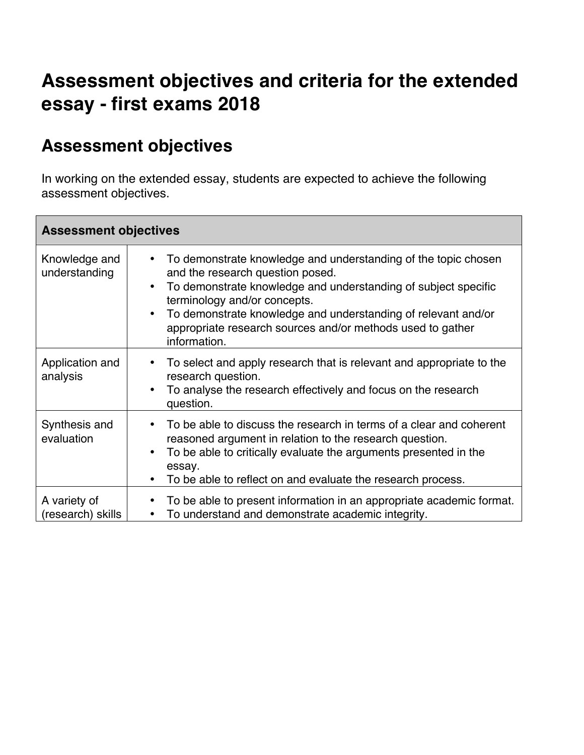# Assessment objectives and criteria for the extended essay - first exams 2018

## Assessment objectives

In working on the extended essay, students are expected to achieve the following assessment objectives.

| Assessment objectives | |
|---|---|
| Knowledge and understanding | • To demonstrate knowledge and understanding of the topic chosen and the research question posed.<br>• To demonstrate knowledge and understanding of subject specific terminology and/or concepts.<br>• To demonstrate knowledge and understanding of relevant and/or appropriate research sources and/or methods used to gather information. |
| Application and analysis | • To select and apply research that is relevant and appropriate to the research question.<br>• To analyse the research effectively and focus on the research question. |
| Synthesis and evaluation | • To be able to discuss the research in terms of a clear and coherent reasoned argument in relation to the research question.<br>• To be able to critically evaluate the arguments presented in the essay.<br>• To be able to reflect on and evaluate the research process. |
| A variety of (research) skills | • To be able to present information in an appropriate academic format.<br>• To understand and demonstrate academic integrity. |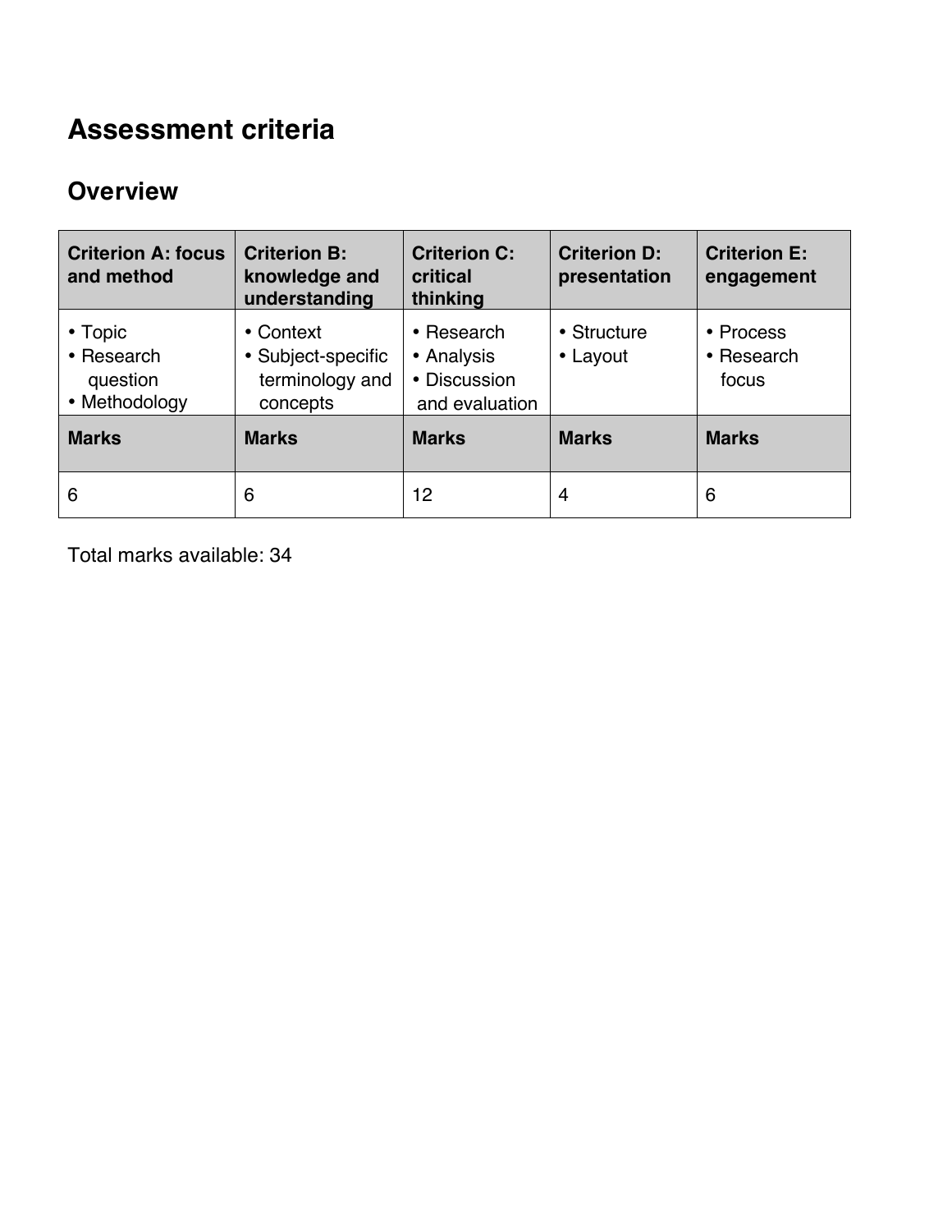# Assessment criteria

## Overview

| Criterion A: focus and method | Criterion B: knowledge and understanding | Criterion C: critical thinking | Criterion D: presentation | Criterion E: engagement |
|---|---|---|---|---|
| • Topic<br>• Research question<br>• Methodology | • Context<br>• Subject-specific terminology and concepts | • Research<br>• Analysis<br>• Discussion and evaluation | • Structure<br>• Layout | • Process<br>• Research focus |
| **Marks** | **Marks** | **Marks** | **Marks** | **Marks** |
| 6 | 6 | 12 | 4 | 6 |

Total marks available: 34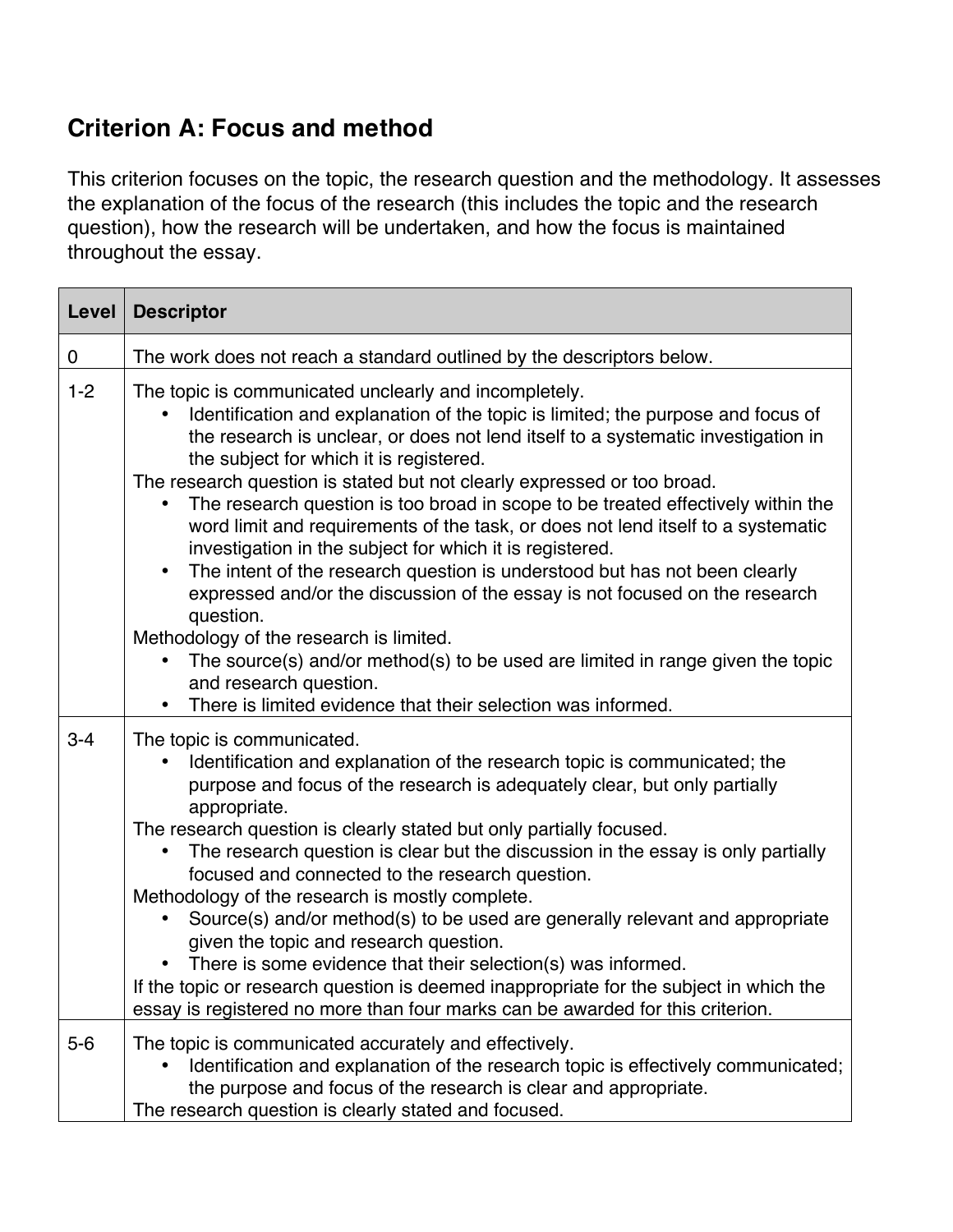## Criterion A: Focus and method

This criterion focuses on the topic, the research question and the methodology. It assesses the explanation of the focus of the research (this includes the topic and the research question), how the research will be undertaken, and how the focus is maintained throughout the essay.

| Level | Descriptor |
|---|---|
| 0 | The work does not reach a standard outlined by the descriptors below. |
| 1-2 | The topic is communicated unclearly and incompletely.<br>• Identification and explanation of the topic is limited; the purpose and focus of the research is unclear, or does not lend itself to a systematic investigation in the subject for which it is registered.<br>The research question is stated but not clearly expressed or too broad.<br>• The research question is too broad in scope to be treated effectively within the word limit and requirements of the task, or does not lend itself to a systematic investigation in the subject for which it is registered.<br>• The intent of the research question is understood but has not been clearly expressed and/or the discussion of the essay is not focused on the research question.<br>Methodology of the research is limited.<br>• The source(s) and/or method(s) to be used are limited in range given the topic and research question.<br>• There is limited evidence that their selection was informed. |
| 3-4 | The topic is communicated.<br>• Identification and explanation of the research topic is communicated; the purpose and focus of the research is adequately clear, but only partially appropriate.<br>The research question is clearly stated but only partially focused.<br>• The research question is clear but the discussion in the essay is only partially focused and connected to the research question.<br>Methodology of the research is mostly complete.<br>• Source(s) and/or method(s) to be used are generally relevant and appropriate given the topic and research question.<br>• There is some evidence that their selection(s) was informed.<br>If the topic or research question is deemed inappropriate for the subject in which the essay is registered no more than four marks can be awarded for this criterion. |
| 5-6 | The topic is communicated accurately and effectively.<br>• Identification and explanation of the research topic is effectively communicated; the purpose and focus of the research is clear and appropriate.<br>The research question is clearly stated and focused. |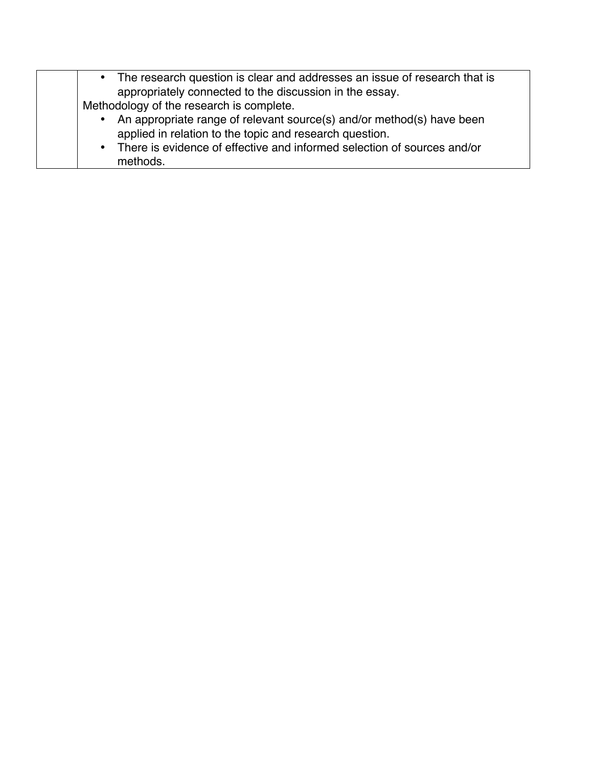| | |
|---|---|
| | • The research question is clear and addresses an issue of research that is appropriately connected to the discussion in the essay.<br>Methodology of the research is complete.<br>• An appropriate range of relevant source(s) and/or method(s) have been applied in relation to the topic and research question.<br>• There is evidence of effective and informed selection of sources and/or methods. |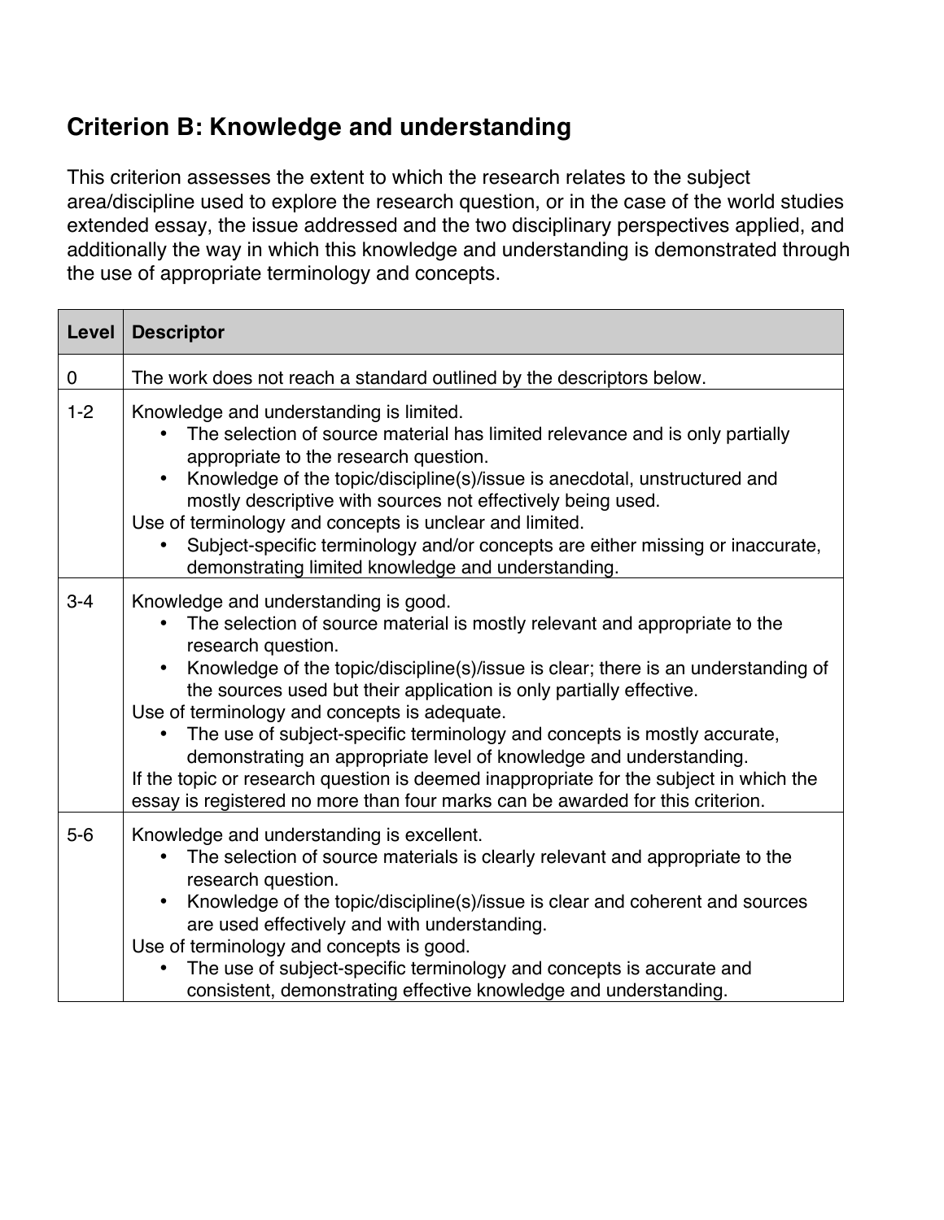## Criterion B: Knowledge and understanding

This criterion assesses the extent to which the research relates to the subject area/discipline used to explore the research question, or in the case of the world studies extended essay, the issue addressed and the two disciplinary perspectives applied, and additionally the way in which this knowledge and understanding is demonstrated through the use of appropriate terminology and concepts.

| Level | Descriptor |
|---|---|
| 0 | The work does not reach a standard outlined by the descriptors below. |
| 1-2 | Knowledge and understanding is limited.<br>• The selection of source material has limited relevance and is only partially appropriate to the research question.<br>• Knowledge of the topic/discipline(s)/issue is anecdotal, unstructured and mostly descriptive with sources not effectively being used.<br>Use of terminology and concepts is unclear and limited.<br>• Subject-specific terminology and/or concepts are either missing or inaccurate, demonstrating limited knowledge and understanding. |
| 3-4 | Knowledge and understanding is good.<br>• The selection of source material is mostly relevant and appropriate to the research question.<br>• Knowledge of the topic/discipline(s)/issue is clear; there is an understanding of the sources used but their application is only partially effective.<br>Use of terminology and concepts is adequate.<br>• The use of subject-specific terminology and concepts is mostly accurate, demonstrating an appropriate level of knowledge and understanding.<br>If the topic or research question is deemed inappropriate for the subject in which the essay is registered no more than four marks can be awarded for this criterion. |
| 5-6 | Knowledge and understanding is excellent.<br>• The selection of source materials is clearly relevant and appropriate to the research question.<br>• Knowledge of the topic/discipline(s)/issue is clear and coherent and sources are used effectively and with understanding.<br>Use of terminology and concepts is good.<br>• The use of subject-specific terminology and concepts is accurate and consistent, demonstrating effective knowledge and understanding. |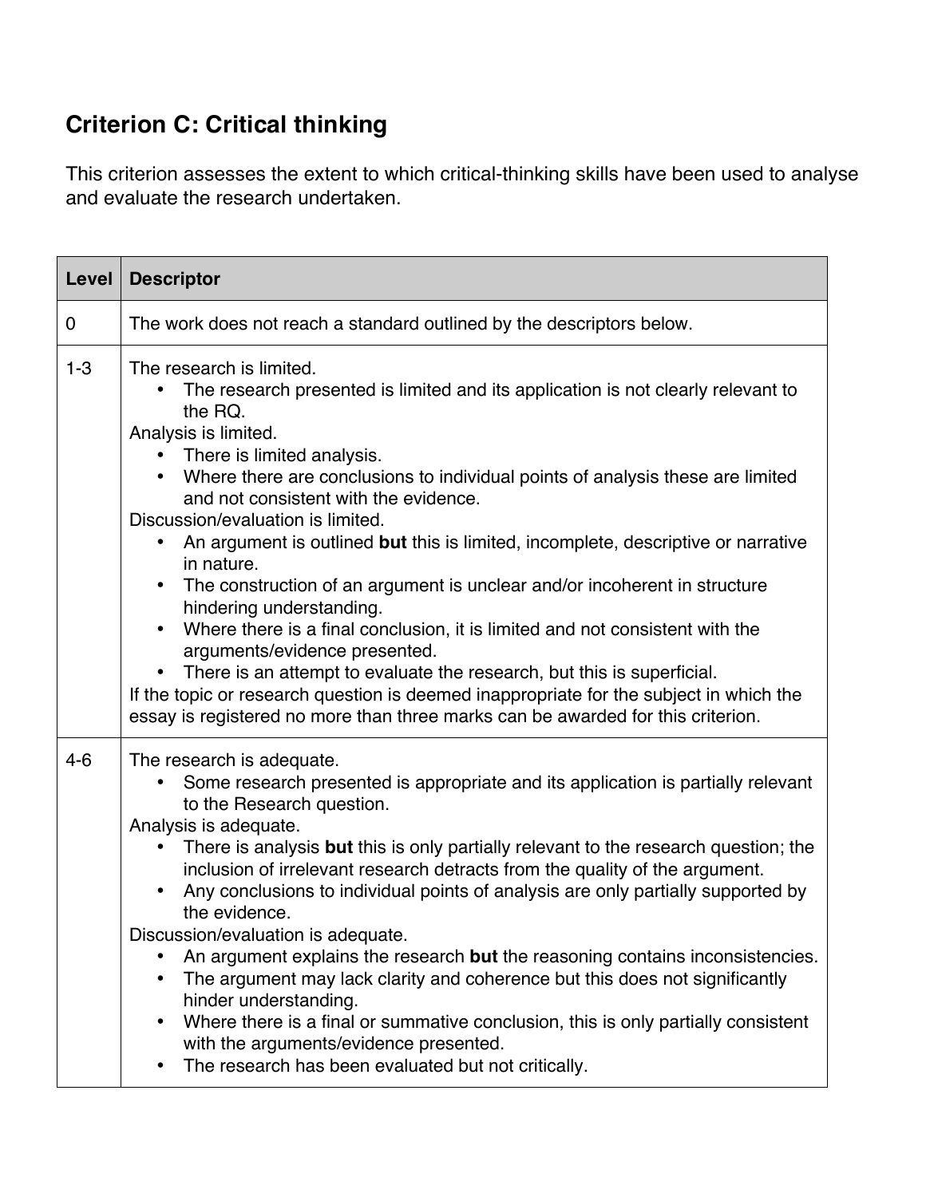## Criterion C: Critical thinking

This criterion assesses the extent to which critical-thinking skills have been used to analyse and evaluate the research undertaken.

| Level | Descriptor |
|---|---|
| 0 | The work does not reach a standard outlined by the descriptors below. |
| 1-3 | The research is limited.<br>• The research presented is limited and its application is not clearly relevant to the RQ.<br>Analysis is limited.<br>• There is limited analysis.<br>• Where there are conclusions to individual points of analysis these are limited and not consistent with the evidence.<br>Discussion/evaluation is limited.<br>• An argument is outlined **but** this is limited, incomplete, descriptive or narrative in nature.<br>• The construction of an argument is unclear and/or incoherent in structure hindering understanding.<br>• Where there is a final conclusion, it is limited and not consistent with the arguments/evidence presented.<br>• There is an attempt to evaluate the research, but this is superficial.<br>If the topic or research question is deemed inappropriate for the subject in which the essay is registered no more than three marks can be awarded for this criterion. |
| 4-6 | The research is adequate.<br>• Some research presented is appropriate and its application is partially relevant to the Research question.<br>Analysis is adequate.<br>• There is analysis **but** this is only partially relevant to the research question; the inclusion of irrelevant research detracts from the quality of the argument.<br>• Any conclusions to individual points of analysis are only partially supported by the evidence.<br>Discussion/evaluation is adequate.<br>• An argument explains the research **but** the reasoning contains inconsistencies.<br>• The argument may lack clarity and coherence but this does not significantly hinder understanding.<br>• Where there is a final or summative conclusion, this is only partially consistent with the arguments/evidence presented.<br>• The research has been evaluated but not critically. |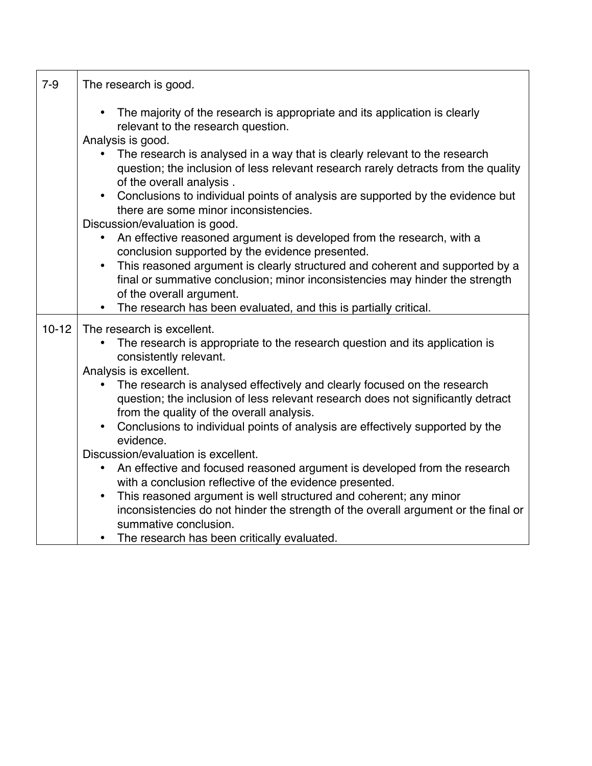| | |
|---|---|
| 7-9 | The research is good.<br><ul><li>The majority of the research is appropriate and its application is clearly relevant to the research question.</li></ul>Analysis is good.<br><ul><li>The research is analysed in a way that is clearly relevant to the research question; the inclusion of less relevant research rarely detracts from the quality of the overall analysis .</li><li>Conclusions to individual points of analysis are supported by the evidence but there are some minor inconsistencies.</li></ul>Discussion/evaluation is good.<br><ul><li>An effective reasoned argument is developed from the research, with a conclusion supported by the evidence presented.</li><li>This reasoned argument is clearly structured and coherent and supported by a final or summative conclusion; minor inconsistencies may hinder the strength of the overall argument.</li><li>The research has been evaluated, and this is partially critical.</li></ul> |
| 10-12 | The research is excellent.<br><ul><li>The research is appropriate to the research question and its application is consistently relevant.</li></ul>Analysis is excellent.<br><ul><li>The research is analysed effectively and clearly focused on the research question; the inclusion of less relevant research does not significantly detract from the quality of the overall analysis.</li><li>Conclusions to individual points of analysis are effectively supported by the evidence.</li></ul>Discussion/evaluation is excellent.<br><ul><li>An effective and focused reasoned argument is developed from the research with a conclusion reflective of the evidence presented.</li><li>This reasoned argument is well structured and coherent; any minor inconsistencies do not hinder the strength of the overall argument or the final or summative conclusion.</li><li>The research has been critically evaluated.</li></ul> |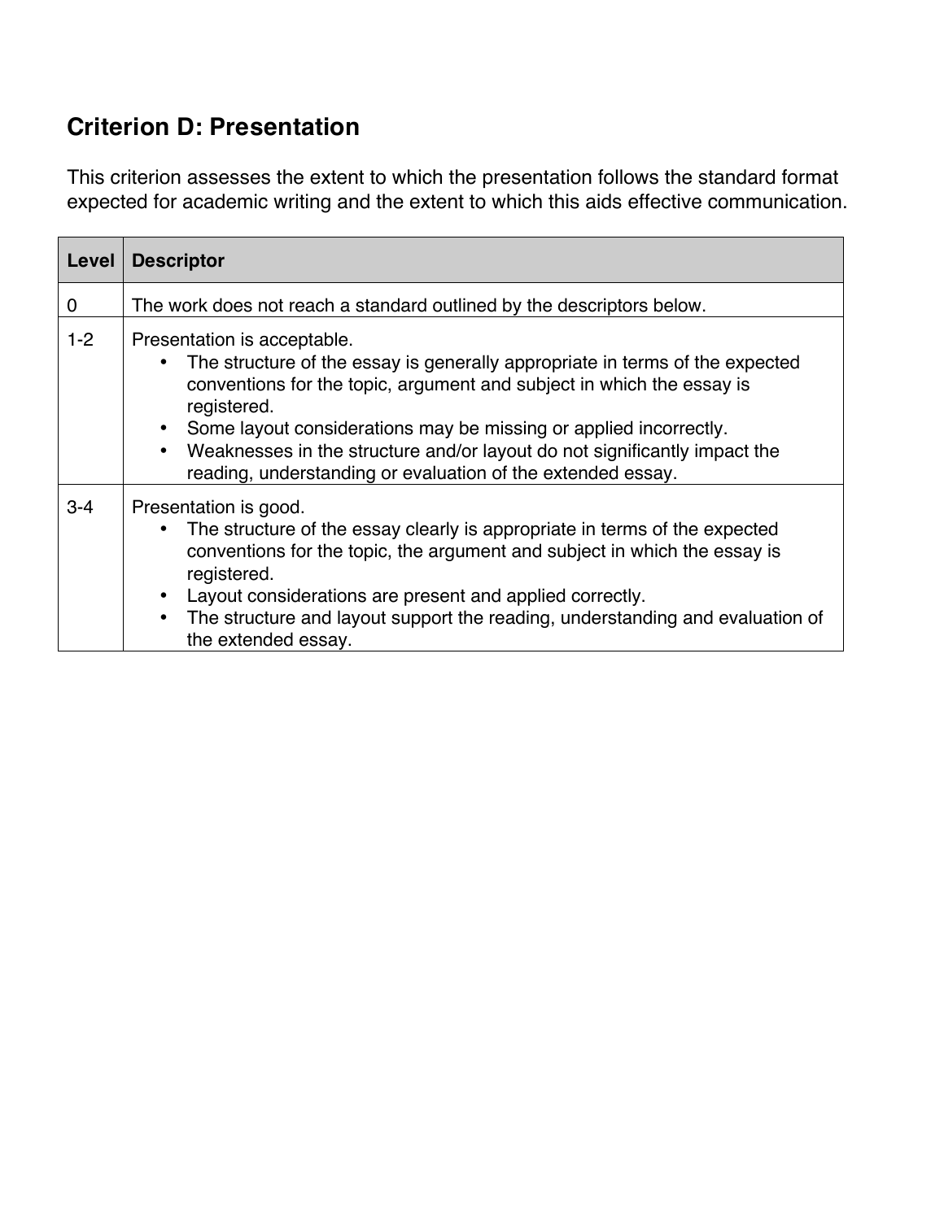## Criterion D: Presentation

This criterion assesses the extent to which the presentation follows the standard format expected for academic writing and the extent to which this aids effective communication.

| Level | Descriptor |
|---|---|
| 0 | The work does not reach a standard outlined by the descriptors below. |
| 1-2 | Presentation is acceptable.<br>• The structure of the essay is generally appropriate in terms of the expected conventions for the topic, argument and subject in which the essay is registered.<br>• Some layout considerations may be missing or applied incorrectly.<br>• Weaknesses in the structure and/or layout do not significantly impact the reading, understanding or evaluation of the extended essay. |
| 3-4 | Presentation is good.<br>• The structure of the essay clearly is appropriate in terms of the expected conventions for the topic, the argument and subject in which the essay is registered.<br>• Layout considerations are present and applied correctly.<br>• The structure and layout support the reading, understanding and evaluation of the extended essay. |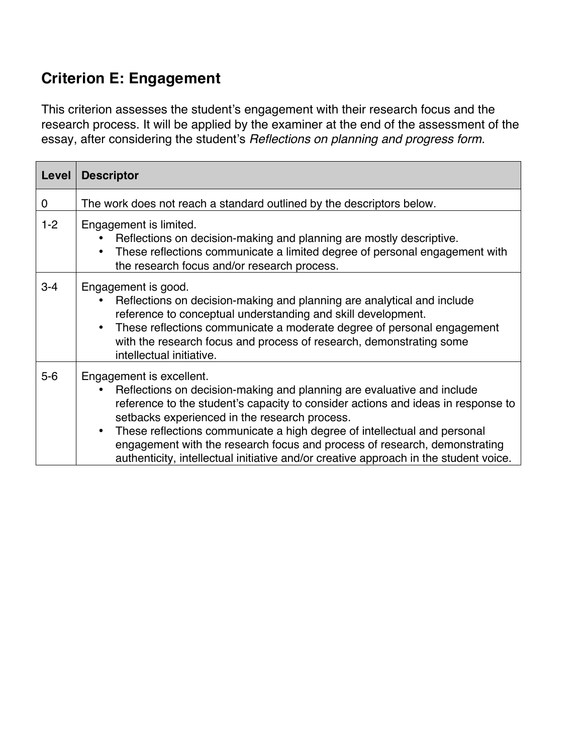## Criterion E: Engagement

This criterion assesses the student's engagement with their research focus and the research process. It will be applied by the examiner at the end of the assessment of the essay, after considering the student's *Reflections on planning and progress form.*

| Level | Descriptor |
|---|---|
| 0 | The work does not reach a standard outlined by the descriptors below. |
| 1-2 | Engagement is limited.<br>• Reflections on decision-making and planning are mostly descriptive.<br>• These reflections communicate a limited degree of personal engagement with the research focus and/or research process. |
| 3-4 | Engagement is good.<br>• Reflections on decision-making and planning are analytical and include reference to conceptual understanding and skill development.<br>• These reflections communicate a moderate degree of personal engagement with the research focus and process of research, demonstrating some intellectual initiative. |
| 5-6 | Engagement is excellent.<br>• Reflections on decision-making and planning are evaluative and include reference to the student's capacity to consider actions and ideas in response to setbacks experienced in the research process.<br>• These reflections communicate a high degree of intellectual and personal engagement with the research focus and process of research, demonstrating authenticity, intellectual initiative and/or creative approach in the student voice. |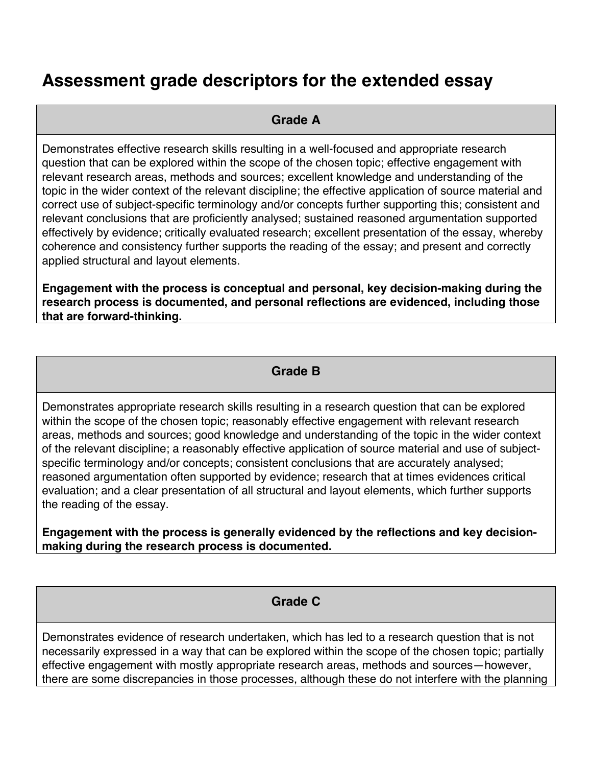# Assessment grade descriptors for the extended essay

## Grade A

Demonstrates effective research skills resulting in a well-focused and appropriate research question that can be explored within the scope of the chosen topic; effective engagement with relevant research areas, methods and sources; excellent knowledge and understanding of the topic in the wider context of the relevant discipline; the effective application of source material and correct use of subject-specific terminology and/or concepts further supporting this; consistent and relevant conclusions that are proficiently analysed; sustained reasoned argumentation supported effectively by evidence; critically evaluated research; excellent presentation of the essay, whereby coherence and consistency further supports the reading of the essay; and present and correctly applied structural and layout elements.

**Engagement with the process is conceptual and personal, key decision-making during the research process is documented, and personal reflections are evidenced, including those that are forward-thinking.**

## Grade B

Demonstrates appropriate research skills resulting in a research question that can be explored within the scope of the chosen topic; reasonably effective engagement with relevant research areas, methods and sources; good knowledge and understanding of the topic in the wider context of the relevant discipline; a reasonably effective application of source material and use of subject-specific terminology and/or concepts; consistent conclusions that are accurately analysed; reasoned argumentation often supported by evidence; research that at times evidences critical evaluation; and a clear presentation of all structural and layout elements, which further supports the reading of the essay.

**Engagement with the process is generally evidenced by the reflections and key decision-making during the research process is documented.**

## Grade C

Demonstrates evidence of research undertaken, which has led to a research question that is not necessarily expressed in a way that can be explored within the scope of the chosen topic; partially effective engagement with mostly appropriate research areas, methods and sources—however, there are some discrepancies in those processes, although these do not interfere with the planning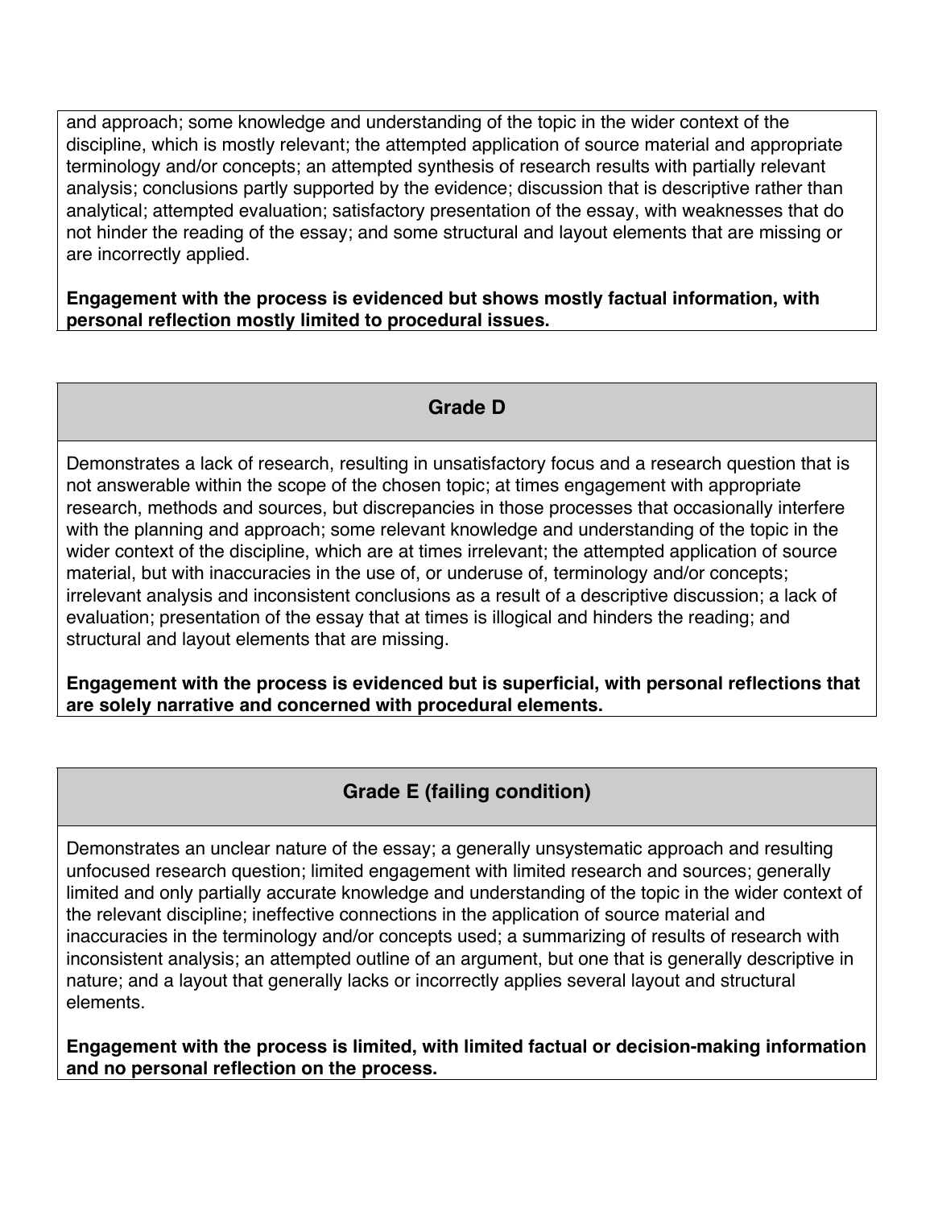and approach; some knowledge and understanding of the topic in the wider context of the discipline, which is mostly relevant; the attempted application of source material and appropriate terminology and/or concepts; an attempted synthesis of research results with partially relevant analysis; conclusions partly supported by the evidence; discussion that is descriptive rather than analytical; attempted evaluation; satisfactory presentation of the essay, with weaknesses that do not hinder the reading of the essay; and some structural and layout elements that are missing or are incorrectly applied.

**Engagement with the process is evidenced but shows mostly factual information, with personal reflection mostly limited to procedural issues.**

## Grade D

Demonstrates a lack of research, resulting in unsatisfactory focus and a research question that is not answerable within the scope of the chosen topic; at times engagement with appropriate research, methods and sources, but discrepancies in those processes that occasionally interfere with the planning and approach; some relevant knowledge and understanding of the topic in the wider context of the discipline, which are at times irrelevant; the attempted application of source material, but with inaccuracies in the use of, or underuse of, terminology and/or concepts; irrelevant analysis and inconsistent conclusions as a result of a descriptive discussion; a lack of evaluation; presentation of the essay that at times is illogical and hinders the reading; and structural and layout elements that are missing.

**Engagement with the process is evidenced but is superficial, with personal reflections that are solely narrative and concerned with procedural elements.**

## Grade E (failing condition)

Demonstrates an unclear nature of the essay; a generally unsystematic approach and resulting unfocused research question; limited engagement with limited research and sources; generally limited and only partially accurate knowledge and understanding of the topic in the wider context of the relevant discipline; ineffective connections in the application of source material and inaccuracies in the terminology and/or concepts used; a summarizing of results of research with inconsistent analysis; an attempted outline of an argument, but one that is generally descriptive in nature; and a layout that generally lacks or incorrectly applies several layout and structural elements.

**Engagement with the process is limited, with limited factual or decision-making information and no personal reflection on the process.**